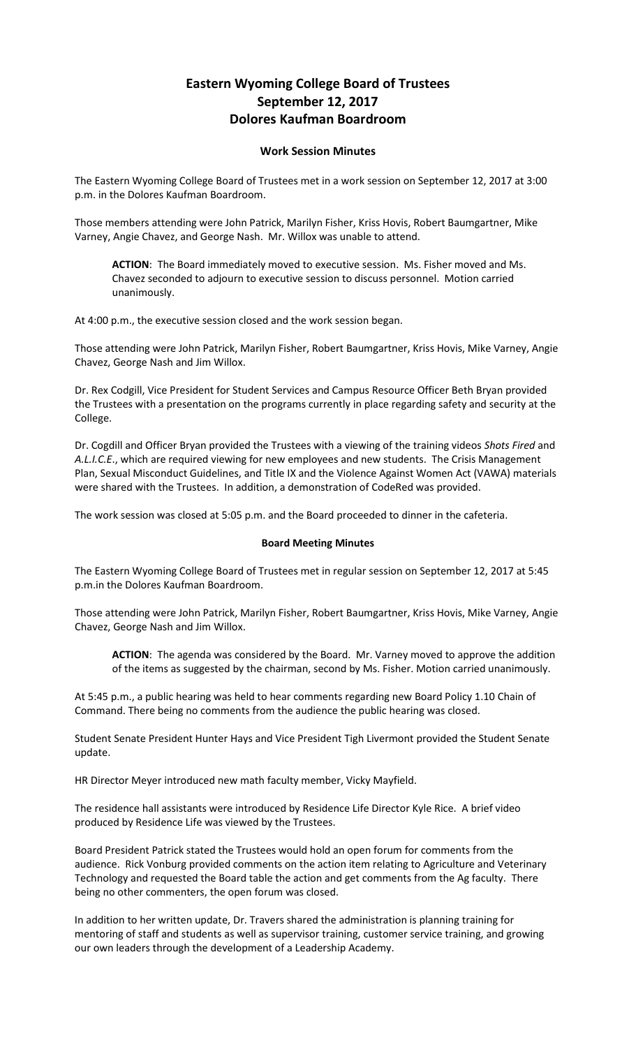# Eastern Wyoming College Board of Trustees
# September 12, 2017
# Dolores Kaufman Boardroom

### Work Session Minutes

The Eastern Wyoming College Board of Trustees met in a work session on September 12, 2017 at 3:00 p.m. in the Dolores Kaufman Boardroom.

Those members attending were John Patrick, Marilyn Fisher, Kriss Hovis, Robert Baumgartner, Mike Varney, Angie Chavez, and George Nash. Mr. Willox was unable to attend.

> **ACTION**: The Board immediately moved to executive session. Ms. Fisher moved and Ms. Chavez seconded to adjourn to executive session to discuss personnel. Motion carried unanimously.

At 4:00 p.m., the executive session closed and the work session began.

Those attending were John Patrick, Marilyn Fisher, Robert Baumgartner, Kriss Hovis, Mike Varney, Angie Chavez, George Nash and Jim Willox.

Dr. Rex Codgill, Vice President for Student Services and Campus Resource Officer Beth Bryan provided the Trustees with a presentation on the programs currently in place regarding safety and security at the College.

Dr. Cogdill and Officer Bryan provided the Trustees with a viewing of the training videos *Shots Fired* and *A.L.I.C.E*., which are required viewing for new employees and new students. The Crisis Management Plan, Sexual Misconduct Guidelines, and Title IX and the Violence Against Women Act (VAWA) materials were shared with the Trustees. In addition, a demonstration of CodeRed was provided.

The work session was closed at 5:05 p.m. and the Board proceeded to dinner in the cafeteria.

### Board Meeting Minutes

The Eastern Wyoming College Board of Trustees met in regular session on September 12, 2017 at 5:45 p.m.in the Dolores Kaufman Boardroom.

Those attending were John Patrick, Marilyn Fisher, Robert Baumgartner, Kriss Hovis, Mike Varney, Angie Chavez, George Nash and Jim Willox.

> **ACTION**: The agenda was considered by the Board. Mr. Varney moved to approve the addition of the items as suggested by the chairman, second by Ms. Fisher. Motion carried unanimously.

At 5:45 p.m., a public hearing was held to hear comments regarding new Board Policy 1.10 Chain of Command. There being no comments from the audience the public hearing was closed.

Student Senate President Hunter Hays and Vice President Tigh Livermont provided the Student Senate update.

HR Director Meyer introduced new math faculty member, Vicky Mayfield.

The residence hall assistants were introduced by Residence Life Director Kyle Rice. A brief video produced by Residence Life was viewed by the Trustees.

Board President Patrick stated the Trustees would hold an open forum for comments from the audience. Rick Vonburg provided comments on the action item relating to Agriculture and Veterinary Technology and requested the Board table the action and get comments from the Ag faculty. There being no other commenters, the open forum was closed.

In addition to her written update, Dr. Travers shared the administration is planning training for mentoring of staff and students as well as supervisor training, customer service training, and growing our own leaders through the development of a Leadership Academy.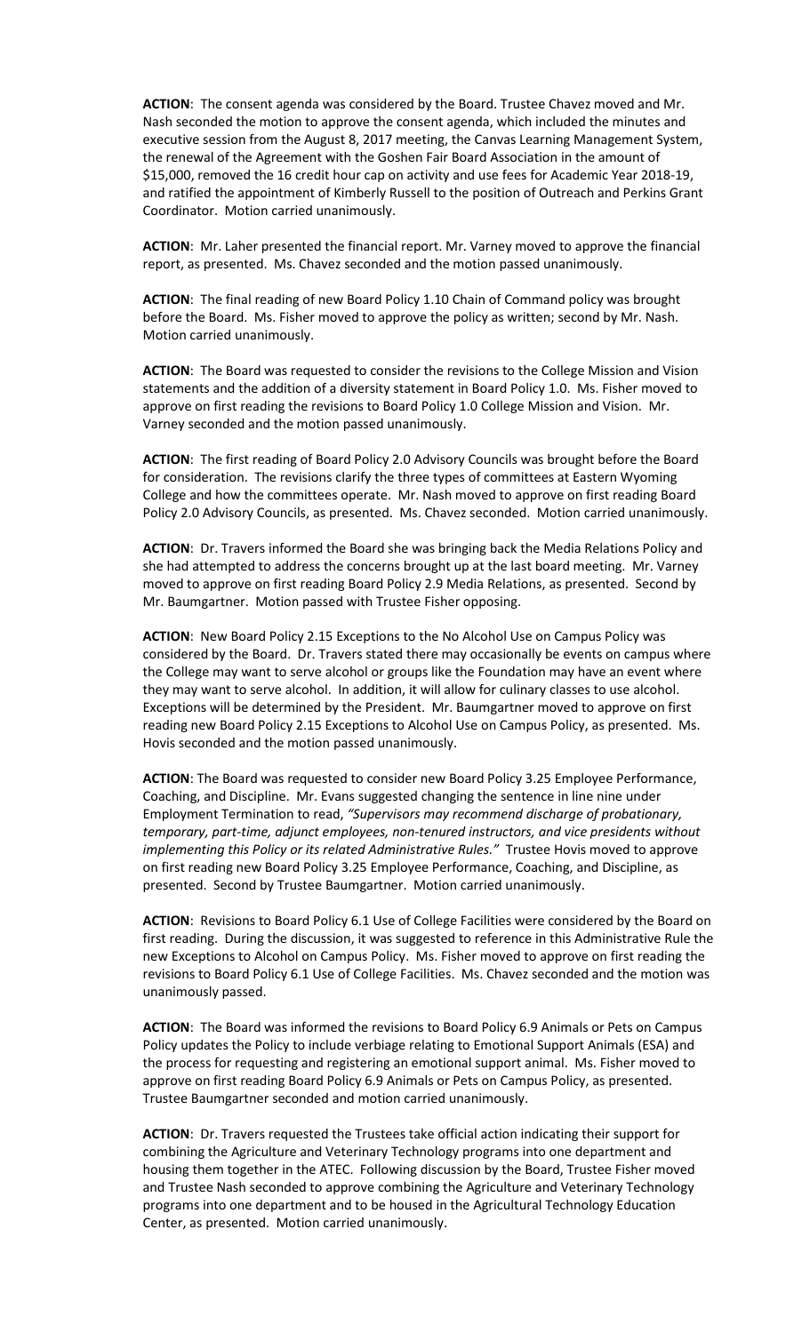**ACTION**: The consent agenda was considered by the Board. Trustee Chavez moved and Mr. Nash seconded the motion to approve the consent agenda, which included the minutes and executive session from the August 8, 2017 meeting, the Canvas Learning Management System, the renewal of the Agreement with the Goshen Fair Board Association in the amount of $15,000, removed the 16 credit hour cap on activity and use fees for Academic Year 2018-19, and ratified the appointment of Kimberly Russell to the position of Outreach and Perkins Grant Coordinator. Motion carried unanimously.

**ACTION**: Mr. Laher presented the financial report. Mr. Varney moved to approve the financial report, as presented. Ms. Chavez seconded and the motion passed unanimously.

**ACTION**: The final reading of new Board Policy 1.10 Chain of Command policy was brought before the Board. Ms. Fisher moved to approve the policy as written; second by Mr. Nash. Motion carried unanimously.

**ACTION**: The Board was requested to consider the revisions to the College Mission and Vision statements and the addition of a diversity statement in Board Policy 1.0. Ms. Fisher moved to approve on first reading the revisions to Board Policy 1.0 College Mission and Vision. Mr. Varney seconded and the motion passed unanimously.

**ACTION**: The first reading of Board Policy 2.0 Advisory Councils was brought before the Board for consideration. The revisions clarify the three types of committees at Eastern Wyoming College and how the committees operate. Mr. Nash moved to approve on first reading Board Policy 2.0 Advisory Councils, as presented. Ms. Chavez seconded. Motion carried unanimously.

**ACTION**: Dr. Travers informed the Board she was bringing back the Media Relations Policy and she had attempted to address the concerns brought up at the last board meeting. Mr. Varney moved to approve on first reading Board Policy 2.9 Media Relations, as presented. Second by Mr. Baumgartner. Motion passed with Trustee Fisher opposing.

**ACTION**: New Board Policy 2.15 Exceptions to the No Alcohol Use on Campus Policy was considered by the Board. Dr. Travers stated there may occasionally be events on campus where the College may want to serve alcohol or groups like the Foundation may have an event where they may want to serve alcohol. In addition, it will allow for culinary classes to use alcohol. Exceptions will be determined by the President. Mr. Baumgartner moved to approve on first reading new Board Policy 2.15 Exceptions to Alcohol Use on Campus Policy, as presented. Ms. Hovis seconded and the motion passed unanimously.

**ACTION**: The Board was requested to consider new Board Policy 3.25 Employee Performance, Coaching, and Discipline. Mr. Evans suggested changing the sentence in line nine under Employment Termination to read, *"Supervisors may recommend discharge of probationary, temporary, part-time, adjunct employees, non-tenured instructors, and vice presidents without implementing this Policy or its related Administrative Rules."* Trustee Hovis moved to approve on first reading new Board Policy 3.25 Employee Performance, Coaching, and Discipline, as presented. Second by Trustee Baumgartner. Motion carried unanimously.

**ACTION**: Revisions to Board Policy 6.1 Use of College Facilities were considered by the Board on first reading. During the discussion, it was suggested to reference in this Administrative Rule the new Exceptions to Alcohol on Campus Policy. Ms. Fisher moved to approve on first reading the revisions to Board Policy 6.1 Use of College Facilities. Ms. Chavez seconded and the motion was unanimously passed.

**ACTION**: The Board was informed the revisions to Board Policy 6.9 Animals or Pets on Campus Policy updates the Policy to include verbiage relating to Emotional Support Animals (ESA) and the process for requesting and registering an emotional support animal. Ms. Fisher moved to approve on first reading Board Policy 6.9 Animals or Pets on Campus Policy, as presented. Trustee Baumgartner seconded and motion carried unanimously.

**ACTION**: Dr. Travers requested the Trustees take official action indicating their support for combining the Agriculture and Veterinary Technology programs into one department and housing them together in the ATEC. Following discussion by the Board, Trustee Fisher moved and Trustee Nash seconded to approve combining the Agriculture and Veterinary Technology programs into one department and to be housed in the Agricultural Technology Education Center, as presented. Motion carried unanimously.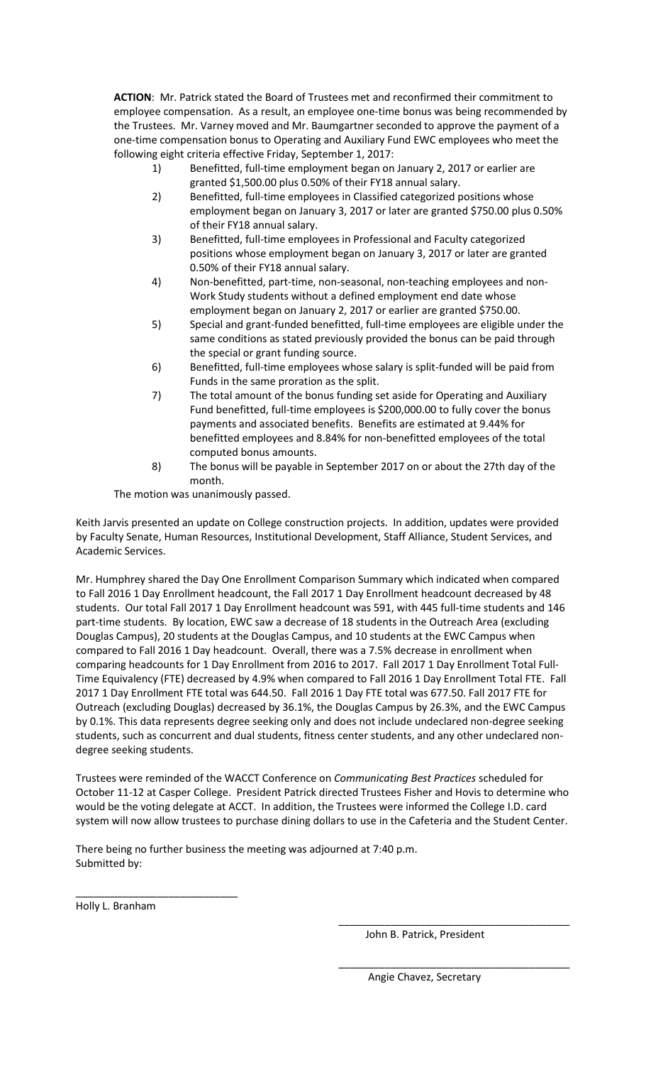**ACTION**: Mr. Patrick stated the Board of Trustees met and reconfirmed their commitment to employee compensation. As a result, an employee one-time bonus was being recommended by the Trustees. Mr. Varney moved and Mr. Baumgartner seconded to approve the payment of a one-time compensation bonus to Operating and Auxiliary Fund EWC employees who meet the following eight criteria effective Friday, September 1, 2017:

1) Benefitted, full-time employment began on January 2, 2017 or earlier are granted $1,500.00 plus 0.50% of their FY18 annual salary.
2) Benefitted, full-time employees in Classified categorized positions whose employment began on January 3, 2017 or later are granted $750.00 plus 0.50% of their FY18 annual salary.
3) Benefitted, full-time employees in Professional and Faculty categorized positions whose employment began on January 3, 2017 or later are granted 0.50% of their FY18 annual salary.
4) Non-benefitted, part-time, non-seasonal, non-teaching employees and non-Work Study students without a defined employment end date whose employment began on January 2, 2017 or earlier are granted $750.00.
5) Special and grant-funded benefitted, full-time employees are eligible under the same conditions as stated previously provided the bonus can be paid through the special or grant funding source.
6) Benefitted, full-time employees whose salary is split-funded will be paid from Funds in the same proration as the split.
7) The total amount of the bonus funding set aside for Operating and Auxiliary Fund benefitted, full-time employees is $200,000.00 to fully cover the bonus payments and associated benefits. Benefits are estimated at 9.44% for benefitted employees and 8.84% for non-benefitted employees of the total computed bonus amounts.
8) The bonus will be payable in September 2017 on or about the 27th day of the month.

The motion was unanimously passed.

Keith Jarvis presented an update on College construction projects. In addition, updates were provided by Faculty Senate, Human Resources, Institutional Development, Staff Alliance, Student Services, and Academic Services.

Mr. Humphrey shared the Day One Enrollment Comparison Summary which indicated when compared to Fall 2016 1 Day Enrollment headcount, the Fall 2017 1 Day Enrollment headcount decreased by 48 students. Our total Fall 2017 1 Day Enrollment headcount was 591, with 445 full-time students and 146 part-time students. By location, EWC saw a decrease of 18 students in the Outreach Area (excluding Douglas Campus), 20 students at the Douglas Campus, and 10 students at the EWC Campus when compared to Fall 2016 1 Day headcount. Overall, there was a 7.5% decrease in enrollment when comparing headcounts for 1 Day Enrollment from 2016 to 2017. Fall 2017 1 Day Enrollment Total Full-Time Equivalency (FTE) decreased by 4.9% when compared to Fall 2016 1 Day Enrollment Total FTE. Fall 2017 1 Day Enrollment FTE total was 644.50. Fall 2016 1 Day FTE total was 677.50. Fall 2017 FTE for Outreach (excluding Douglas) decreased by 36.1%, the Douglas Campus by 26.3%, and the EWC Campus by 0.1%. This data represents degree seeking only and does not include undeclared non-degree seeking students, such as concurrent and dual students, fitness center students, and any other undeclared non-degree seeking students.

Trustees were reminded of the WACCT Conference on *Communicating Best Practices* scheduled for October 11-12 at Casper College. President Patrick directed Trustees Fisher and Hovis to determine who would be the voting delegate at ACCT. In addition, the Trustees were informed the College I.D. card system will now allow trustees to purchase dining dollars to use in the Cafeteria and the Student Center.

There being no further business the meeting was adjourned at 7:40 p.m.
Submitted by:

____________________________
Holly L. Branham

____________________________
John B. Patrick, President

____________________________
Angie Chavez, Secretary